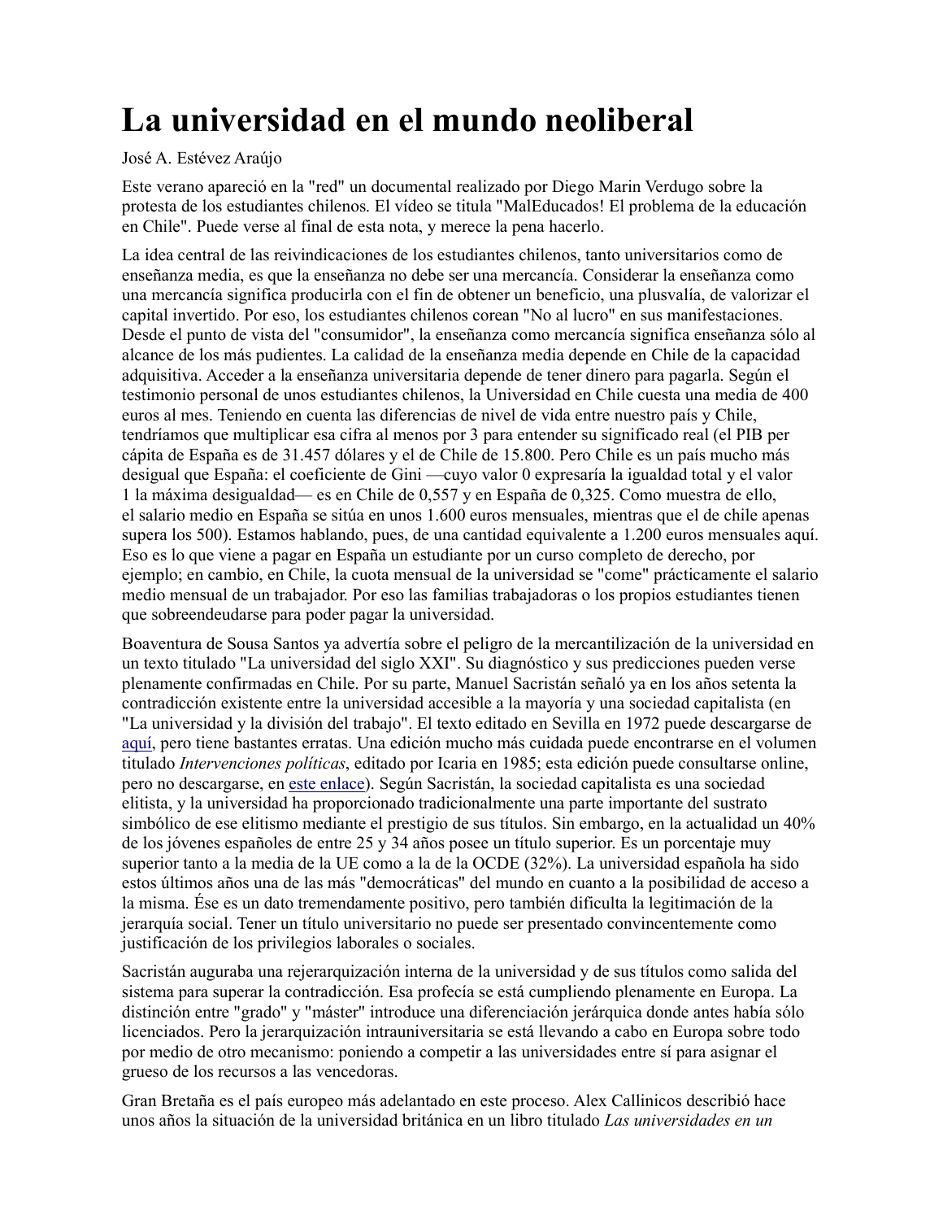# La universidad en el mundo neoliberal

José A. Estévez Araújo

Este verano apareció en la "red" un documental realizado por Diego Marin Verdugo sobre la protesta de los estudiantes chilenos. El vídeo se titula "MalEducados! El problema de la educación en Chile". Puede verse al final de esta nota, y merece la pena hacerlo.

La idea central de las reivindicaciones de los estudiantes chilenos, tanto universitarios como de enseñanza media, es que la enseñanza no debe ser una mercancía. Considerar la enseñanza como una mercancía significa producirla con el fin de obtener un beneficio, una plusvalía, de valorizar el capital invertido. Por eso, los estudiantes chilenos corean "No al lucro" en sus manifestaciones. Desde el punto de vista del "consumidor", la enseñanza como mercancía significa enseñanza sólo al alcance de los más pudientes. La calidad de la enseñanza media depende en Chile de la capacidad adquisitiva. Acceder a la enseñanza universitaria depende de tener dinero para pagarla. Según el testimonio personal de unos estudiantes chilenos, la Universidad en Chile cuesta una media de 400 euros al mes. Teniendo en cuenta las diferencias de nivel de vida entre nuestro país y Chile, tendríamos que multiplicar esa cifra al menos por 3 para entender su significado real (el PIB per cápita de España es de 31.457 dólares y el de Chile de 15.800. Pero Chile es un país mucho más desigual que España: el coeficiente de Gini —cuyo valor 0 expresaría la igualdad total y el valor 1 la máxima desigualdad— es en Chile de 0,557 y en España de 0,325. Como muestra de ello, el salario medio en España se sitúa en unos 1.600 euros mensuales, mientras que el de chile apenas supera los 500). Estamos hablando, pues, de una cantidad equivalente a 1.200 euros mensuales aquí. Eso es lo que viene a pagar en España un estudiante por un curso completo de derecho, por ejemplo; en cambio, en Chile, la cuota mensual de la universidad se "come" prácticamente el salario medio mensual de un trabajador. Por eso las familias trabajadoras o los propios estudiantes tienen que sobreendeudarse para poder pagar la universidad.

Boaventura de Sousa Santos ya advertía sobre el peligro de la mercantilización de la universidad en un texto titulado "La universidad del siglo XXI". Su diagnóstico y sus predicciones pueden verse plenamente confirmadas en Chile. Por su parte, Manuel Sacristán señaló ya en los años setenta la contradicción existente entre la universidad accesible a la mayoría y una sociedad capitalista (en "La universidad y la división del trabajo". El texto editado en Sevilla en 1972 puede descargarse de aquí, pero tiene bastantes erratas. Una edición mucho más cuidada puede encontrarse en el volumen titulado *Intervenciones políticas*, editado por Icaria en 1985; esta edición puede consultarse online, pero no descargarse, en este enlace). Según Sacristán, la sociedad capitalista es una sociedad elitista, y la universidad ha proporcionado tradicionalmente una parte importante del sustrato simbólico de ese elitismo mediante el prestigio de sus títulos. Sin embargo, en la actualidad un 40% de los jóvenes españoles de entre 25 y 34 años posee un título superior. Es un porcentaje muy superior tanto a la media de la UE como a la de la OCDE (32%). La universidad española ha sido estos últimos años una de las más "democráticas" del mundo en cuanto a la posibilidad de acceso a la misma. Ése es un dato tremendamente positivo, pero también dificulta la legitimación de la jerarquía social. Tener un título universitario no puede ser presentado convincentemente como justificación de los privilegios laborales o sociales.

Sacristán auguraba una rejerarquización interna de la universidad y de sus títulos como salida del sistema para superar la contradicción. Esa profecía se está cumpliendo plenamente en Europa. La distinción entre "grado" y "máster" introduce una diferenciación jerárquica donde antes había sólo licenciados. Pero la jerarquización intrauniversitaria se está llevando a cabo en Europa sobre todo por medio de otro mecanismo: poniendo a competir a las universidades entre sí para asignar el grueso de los recursos a las vencedoras.

Gran Bretaña es el país europeo más adelantado en este proceso. Alex Callinicos describió hace unos años la situación de la universidad británica en un libro titulado *Las universidades en un*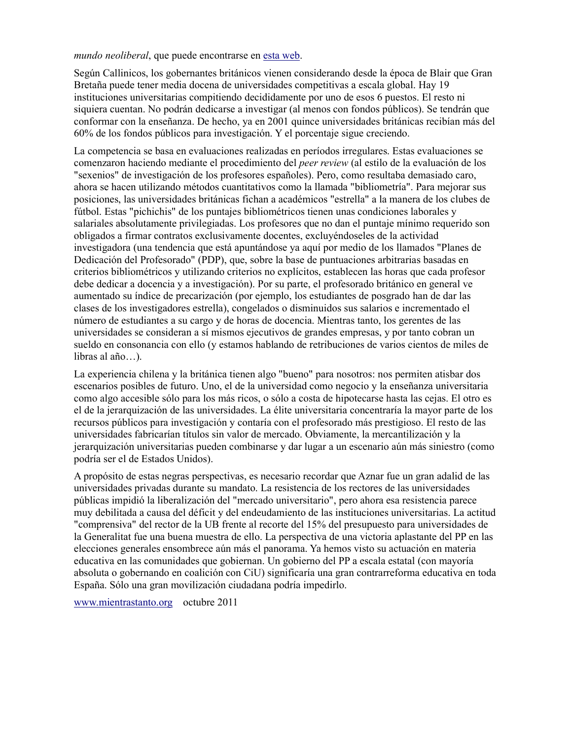*mundo neoliberal*, que puede encontrarse en esta web.

Según Callinicos, los gobernantes británicos vienen considerando desde la época de Blair que Gran Bretaña puede tener media docena de universidades competitivas a escala global. Hay 19 instituciones universitarias compitiendo decididamente por uno de esos 6 puestos. El resto ni siquiera cuentan. No podrán dedicarse a investigar (al menos con fondos públicos). Se tendrán que conformar con la enseñanza. De hecho, ya en 2001 quince universidades británicas recibían más del 60% de los fondos públicos para investigación. Y el porcentaje sigue creciendo.

La competencia se basa en evaluaciones realizadas en períodos irregulares. Estas evaluaciones se comenzaron haciendo mediante el procedimiento del *peer review* (al estilo de la evaluación de los "sexenios" de investigación de los profesores españoles). Pero, como resultaba demasiado caro, ahora se hacen utilizando métodos cuantitativos como la llamada "bibliometría". Para mejorar sus posiciones, las universidades británicas fichan a académicos "estrella" a la manera de los clubes de fútbol. Estas "pichichis" de los puntajes bibliométricos tienen unas condiciones laborales y salariales absolutamente privilegiadas. Los profesores que no dan el puntaje mínimo requerido son obligados a firmar contratos exclusivamente docentes, excluyéndoseles de la actividad investigadora (una tendencia que está apuntándose ya aquí por medio de los llamados "Planes de Dedicación del Profesorado" (PDP), que, sobre la base de puntuaciones arbitrarias basadas en criterios bibliométricos y utilizando criterios no explícitos, establecen las horas que cada profesor debe dedicar a docencia y a investigación). Por su parte, el profesorado británico en general ve aumentado su índice de precarización (por ejemplo, los estudiantes de posgrado han de dar las clases de los investigadores estrella), congelados o disminuidos sus salarios e incrementado el número de estudiantes a su cargo y de horas de docencia. Mientras tanto, los gerentes de las universidades se consideran a sí mismos ejecutivos de grandes empresas, y por tanto cobran un sueldo en consonancia con ello (y estamos hablando de retribuciones de varios cientos de miles de libras al año…).

La experiencia chilena y la británica tienen algo "bueno" para nosotros: nos permiten atisbar dos escenarios posibles de futuro. Uno, el de la universidad como negocio y la enseñanza universitaria como algo accesible sólo para los más ricos, o sólo a costa de hipotecarse hasta las cejas. El otro es el de la jerarquización de las universidades. La élite universitaria concentraría la mayor parte de los recursos públicos para investigación y contaría con el profesorado más prestigioso. El resto de las universidades fabricarían títulos sin valor de mercado. Obviamente, la mercantilización y la jerarquización universitarias pueden combinarse y dar lugar a un escenario aún más siniestro (como podría ser el de Estados Unidos).

A propósito de estas negras perspectivas, es necesario recordar que Aznar fue un gran adalid de las universidades privadas durante su mandato. La resistencia de los rectores de las universidades públicas impidió la liberalización del "mercado universitario", pero ahora esa resistencia parece muy debilitada a causa del déficit y del endeudamiento de las instituciones universitarias. La actitud "comprensiva" del rector de la UB frente al recorte del 15% del presupuesto para universidades de la Generalitat fue una buena muestra de ello. La perspectiva de una victoria aplastante del PP en las elecciones generales ensombrece aún más el panorama. Ya hemos visto su actuación en materia educativa en las comunidades que gobiernan. Un gobierno del PP a escala estatal (con mayoría absoluta o gobernando en coalición con CiU) significaría una gran contrarreforma educativa en toda España. Sólo una gran movilización ciudadana podría impedirlo.

www.mientrastanto.org    octubre 2011